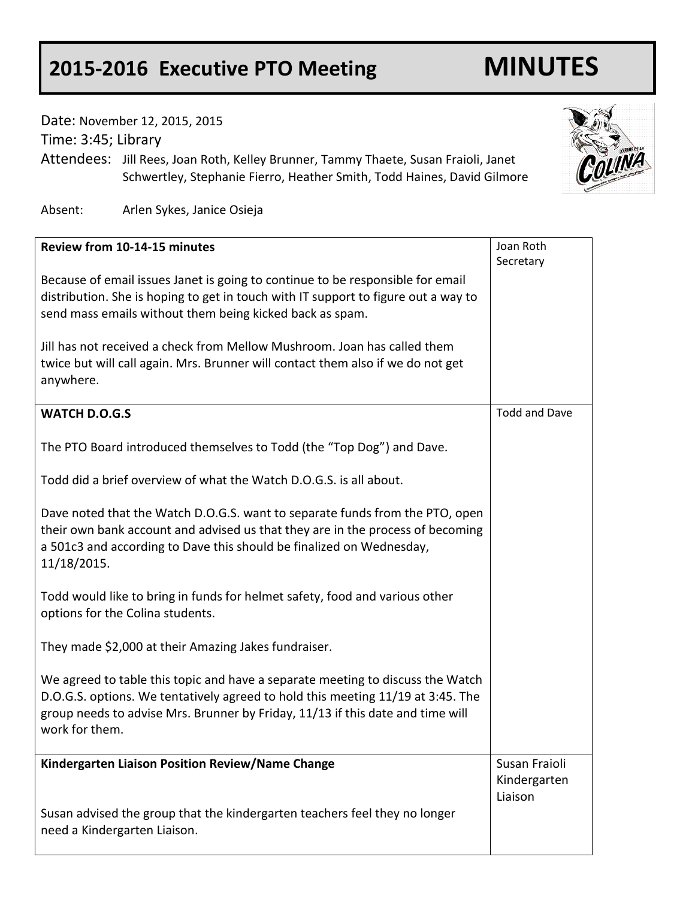# 2015-2016 Executive PTO Meeting MINUTES

Date: November 12, 2015, 2015

Time: 3:45; Library

Attendees: Jill Rees, Joan Roth, Kelley Brunner, Tammy Thaete, Susan Fraioli, Janet Schwertley, Stephanie Fierro, Heather Smith, Todd Haines, David Gilmore

Absent: Arlen Sykes, Janice Osieja

| | |
|---|---|
| **Review from 10-14-15 minutes**<br><br>Because of email issues Janet is going to continue to be responsible for email distribution. She is hoping to get in touch with IT support to figure out a way to send mass emails without them being kicked back as spam.<br><br>Jill has not received a check from Mellow Mushroom. Joan has called them twice but will call again. Mrs. Brunner will contact them also if we do not get anywhere. | Joan Roth Secretary |
| **WATCH D.O.G.S**<br><br>The PTO Board introduced themselves to Todd (the "Top Dog") and Dave.<br><br>Todd did a brief overview of what the Watch D.O.G.S. is all about.<br><br>Dave noted that the Watch D.O.G.S. want to separate funds from the PTO, open their own bank account and advised us that they are in the process of becoming a 501c3 and according to Dave this should be finalized on Wednesday, 11/18/2015.<br><br>Todd would like to bring in funds for helmet safety, food and various other options for the Colina students.<br><br>They made $2,000 at their Amazing Jakes fundraiser.<br><br>We agreed to table this topic and have a separate meeting to discuss the Watch D.O.G.S. options. We tentatively agreed to hold this meeting 11/19 at 3:45. The group needs to advise Mrs. Brunner by Friday, 11/13 if this date and time will work for them. | Todd and Dave |
| **Kindergarten Liaison Position Review/Name Change**<br><br>Susan advised the group that the kindergarten teachers feel they no longer need a Kindergarten Liaison. | Susan Fraioli Kindergarten Liaison |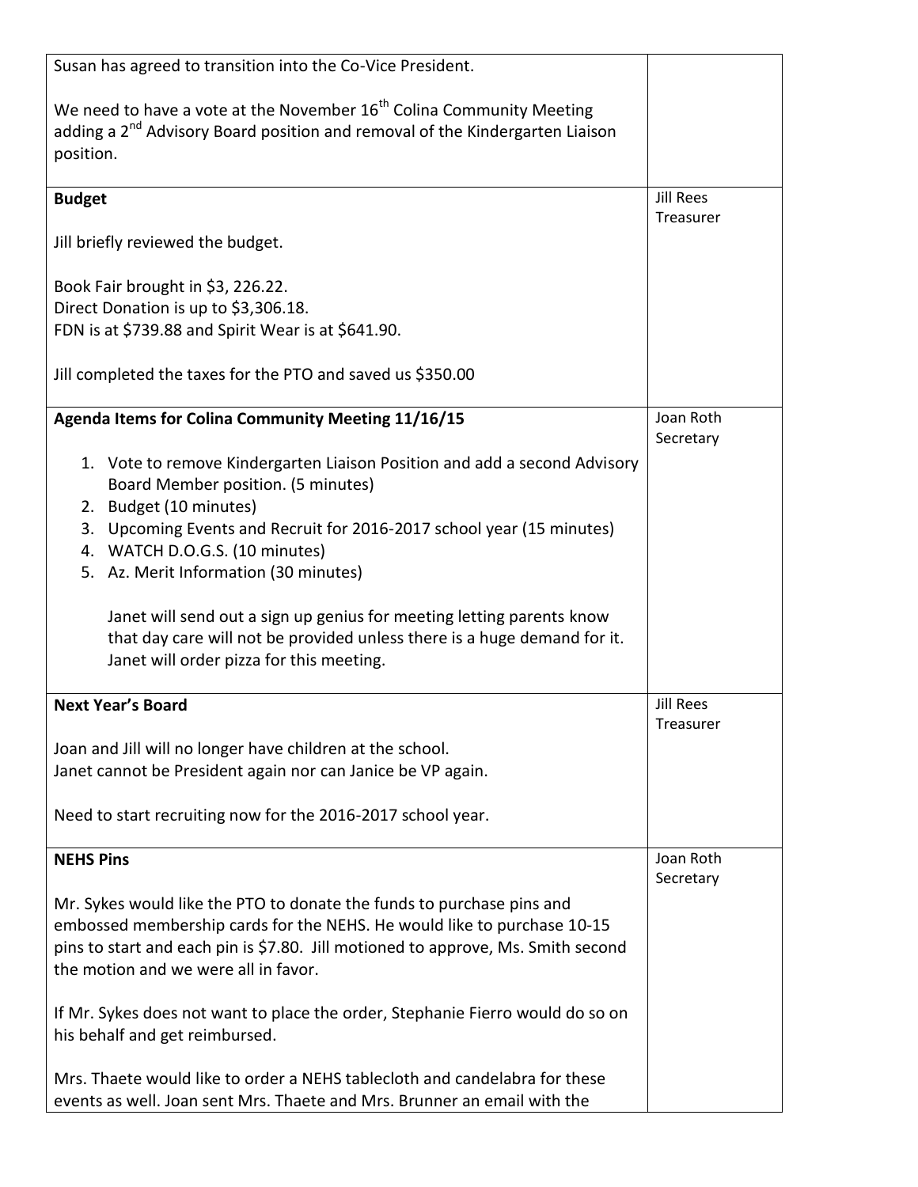| | |
|---|---|
| Susan has agreed to transition into the Co-Vice President.<br><br>We need to have a vote at the November 16th Colina Community Meeting adding a 2nd Advisory Board position and removal of the Kindergarten Liaison position. | |
| **Budget**<br><br>Jill briefly reviewed the budget.<br><br>Book Fair brought in $3, 226.22.<br>Direct Donation is up to $3,306.18.<br>FDN is at $739.88 and Spirit Wear is at $641.90.<br><br>Jill completed the taxes for the PTO and saved us $350.00 | Jill Rees<br>Treasurer |
| **Agenda Items for Colina Community Meeting 11/16/15**<br><br>1. Vote to remove Kindergarten Liaison Position and add a second Advisory Board Member position. (5 minutes)<br>2. Budget (10 minutes)<br>3. Upcoming Events and Recruit for 2016-2017 school year (15 minutes)<br>4. WATCH D.O.G.S. (10 minutes)<br>5. Az. Merit Information (30 minutes)<br><br>Janet will send out a sign up genius for meeting letting parents know that day care will not be provided unless there is a huge demand for it. Janet will order pizza for this meeting. | Joan Roth<br>Secretary |
| **Next Year's Board**<br><br>Joan and Jill will no longer have children at the school.<br>Janet cannot be President again nor can Janice be VP again.<br><br>Need to start recruiting now for the 2016-2017 school year. | Jill Rees<br>Treasurer |
| **NEHS Pins**<br><br>Mr. Sykes would like the PTO to donate the funds to purchase pins and embossed membership cards for the NEHS. He would like to purchase 10-15 pins to start and each pin is $7.80. Jill motioned to approve, Ms. Smith second the motion and we were all in favor.<br><br>If Mr. Sykes does not want to place the order, Stephanie Fierro would do so on his behalf and get reimbursed.<br><br>Mrs. Thaete would like to order a NEHS tablecloth and candelabra for these events as well. Joan sent Mrs. Thaete and Mrs. Brunner an email with the | Joan Roth<br>Secretary |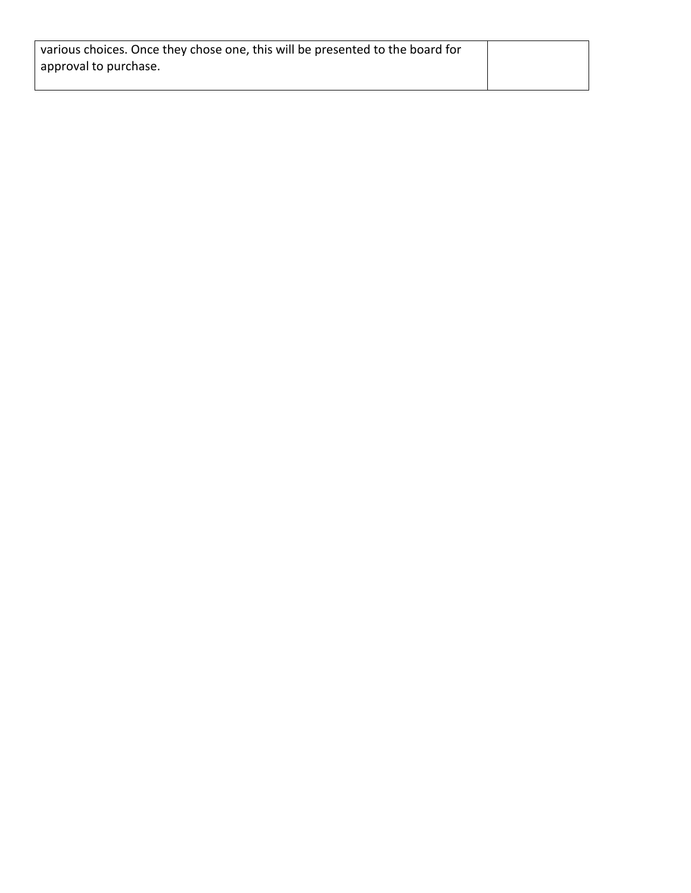| | |
|---|---|
| various choices. Once they chose one, this will be presented to the board for approval to purchase. | |